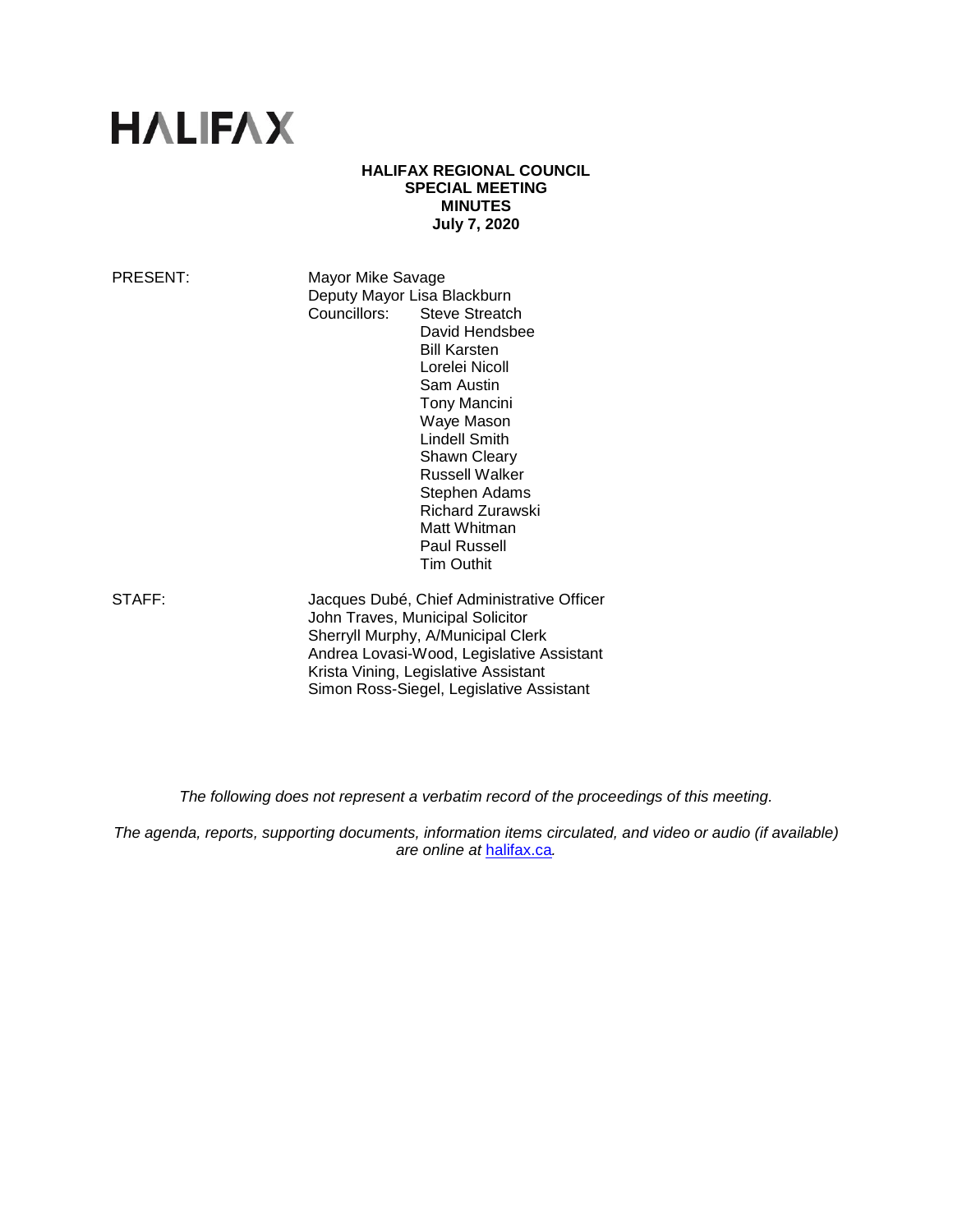# HALIFAX

**HALIFAX REGIONAL COUNCIL**
**SPECIAL MEETING**
**MINUTES**
**July 7, 2020**

PRESENT: Mayor Mike Savage
Deputy Mayor Lisa Blackburn
Councillors: Steve Streatch
David Hendsbee
Bill Karsten
Lorelei Nicoll
Sam Austin
Tony Mancini
Waye Mason
Lindell Smith
Shawn Cleary
Russell Walker
Stephen Adams
Richard Zurawski
Matt Whitman
Paul Russell
Tim Outhit

STAFF: Jacques Dubé, Chief Administrative Officer
John Traves, Municipal Solicitor
Sherryll Murphy, A/Municipal Clerk
Andrea Lovasi-Wood, Legislative Assistant
Krista Vining, Legislative Assistant
Simon Ross-Siegel, Legislative Assistant

*The following does not represent a verbatim record of the proceedings of this meeting.*

*The agenda, reports, supporting documents, information items circulated, and video or audio (if available) are online at [halifax.ca](halifax.ca).*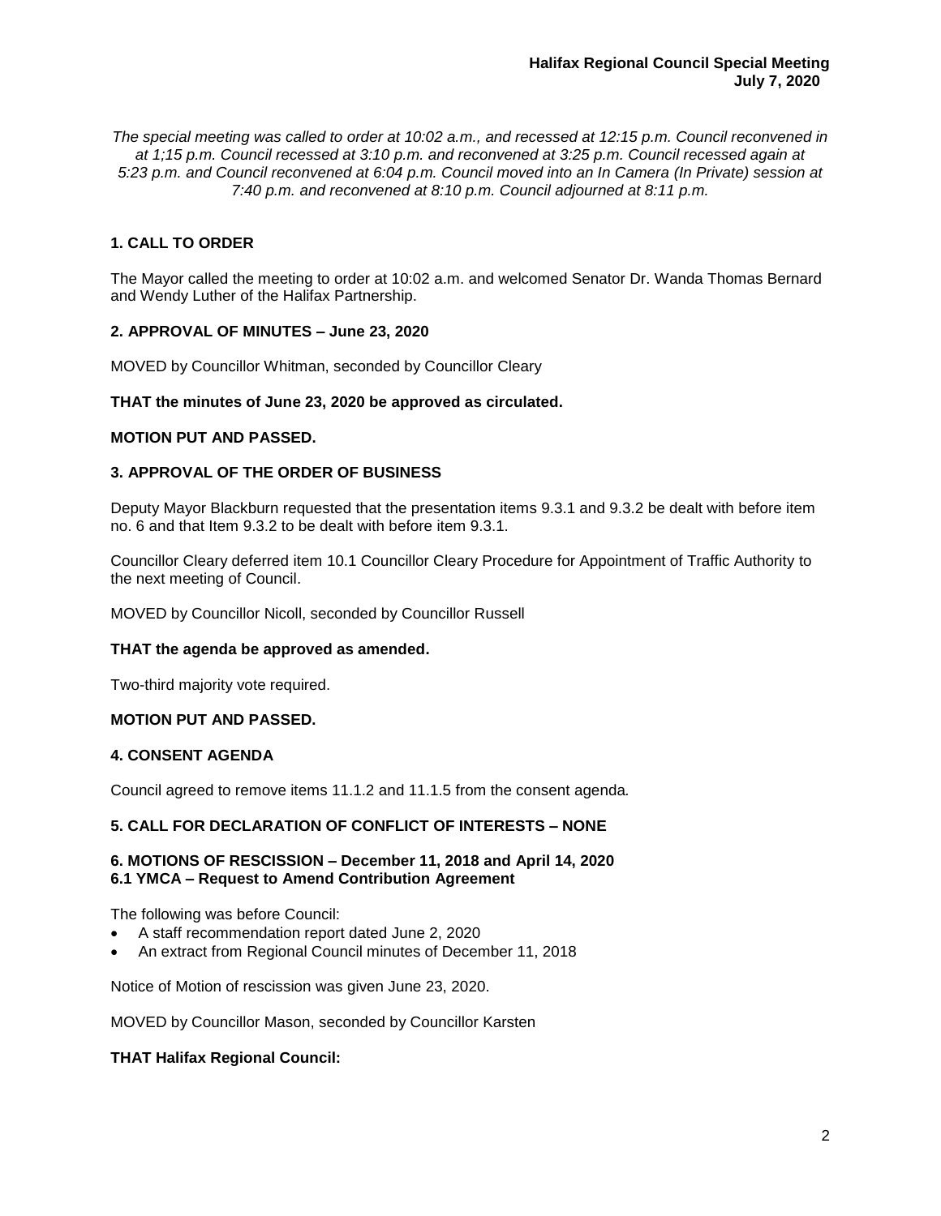*The special meeting was called to order at 10:02 a.m., and recessed at 12:15 p.m. Council reconvened in at 1;15 p.m. Council recessed at 3:10 p.m. and reconvened at 3:25 p.m. Council recessed again at 5:23 p.m. and Council reconvened at 6:04 p.m. Council moved into an In Camera (In Private) session at 7:40 p.m. and reconvened at 8:10 p.m. Council adjourned at 8:11 p.m.*

## 1. CALL TO ORDER

The Mayor called the meeting to order at 10:02 a.m. and welcomed Senator Dr. Wanda Thomas Bernard and Wendy Luther of the Halifax Partnership.

## 2. APPROVAL OF MINUTES – June 23, 2020

MOVED by Councillor Whitman, seconded by Councillor Cleary

**THAT the minutes of June 23, 2020 be approved as circulated.**

**MOTION PUT AND PASSED.**

## 3. APPROVAL OF THE ORDER OF BUSINESS

Deputy Mayor Blackburn requested that the presentation items 9.3.1 and 9.3.2 be dealt with before item no. 6 and that Item 9.3.2 to be dealt with before item 9.3.1.

Councillor Cleary deferred item 10.1 Councillor Cleary Procedure for Appointment of Traffic Authority to the next meeting of Council.

MOVED by Councillor Nicoll, seconded by Councillor Russell

**THAT the agenda be approved as amended.**

Two-third majority vote required.

**MOTION PUT AND PASSED.**

## 4. CONSENT AGENDA

Council agreed to remove items 11.1.2 and 11.1.5 from the consent agenda*.*

## 5. CALL FOR DECLARATION OF CONFLICT OF INTERESTS – NONE

## 6. MOTIONS OF RESCISSION – December 11, 2018 and April 14, 2020
### 6.1 YMCA – Request to Amend Contribution Agreement

The following was before Council:

- A staff recommendation report dated June 2, 2020
- An extract from Regional Council minutes of December 11, 2018

Notice of Motion of rescission was given June 23, 2020.

MOVED by Councillor Mason, seconded by Councillor Karsten

**THAT Halifax Regional Council:**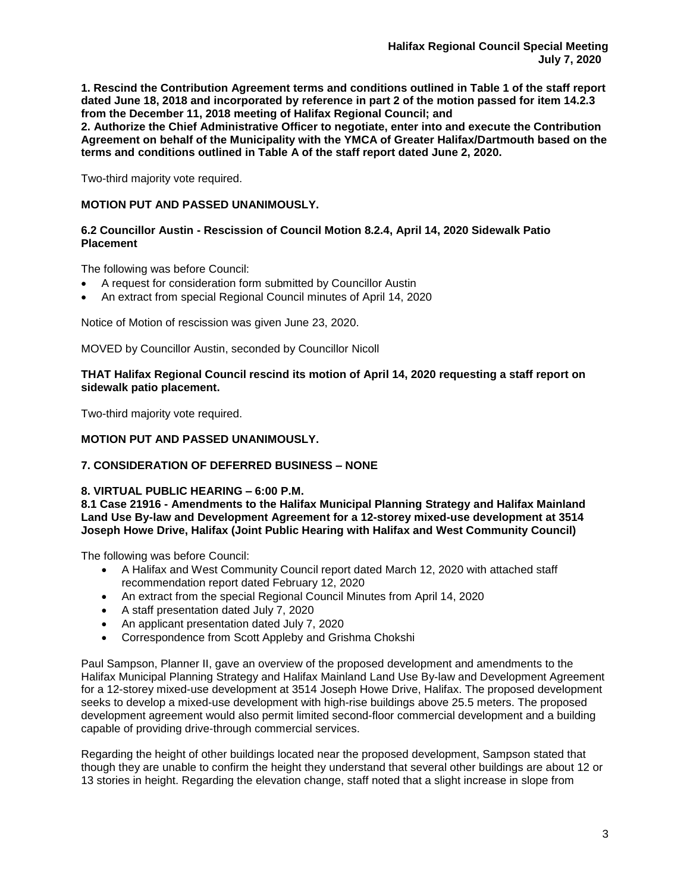**1. Rescind the Contribution Agreement terms and conditions outlined in Table 1 of the staff report dated June 18, 2018 and incorporated by reference in part 2 of the motion passed for item 14.2.3 from the December 11, 2018 meeting of Halifax Regional Council; and**
**2. Authorize the Chief Administrative Officer to negotiate, enter into and execute the Contribution Agreement on behalf of the Municipality with the YMCA of Greater Halifax/Dartmouth based on the terms and conditions outlined in Table A of the staff report dated June 2, 2020.**

Two-third majority vote required.

**MOTION PUT AND PASSED UNANIMOUSLY.**

**6.2 Councillor Austin - Rescission of Council Motion 8.2.4, April 14, 2020 Sidewalk Patio Placement**

The following was before Council:

- A request for consideration form submitted by Councillor Austin
- An extract from special Regional Council minutes of April 14, 2020

Notice of Motion of rescission was given June 23, 2020.

MOVED by Councillor Austin, seconded by Councillor Nicoll

**THAT Halifax Regional Council rescind its motion of April 14, 2020 requesting a staff report on sidewalk patio placement.**

Two-third majority vote required.

**MOTION PUT AND PASSED UNANIMOUSLY.**

**7. CONSIDERATION OF DEFERRED BUSINESS – NONE**

**8. VIRTUAL PUBLIC HEARING – 6:00 P.M.**
**8.1 Case 21916 - Amendments to the Halifax Municipal Planning Strategy and Halifax Mainland Land Use By-law and Development Agreement for a 12-storey mixed-use development at 3514 Joseph Howe Drive, Halifax (Joint Public Hearing with Halifax and West Community Council)**

The following was before Council:

- A Halifax and West Community Council report dated March 12, 2020 with attached staff recommendation report dated February 12, 2020
- An extract from the special Regional Council Minutes from April 14, 2020
- A staff presentation dated July 7, 2020
- An applicant presentation dated July 7, 2020
- Correspondence from Scott Appleby and Grishma Chokshi

Paul Sampson, Planner II, gave an overview of the proposed development and amendments to the Halifax Municipal Planning Strategy and Halifax Mainland Land Use By-law and Development Agreement for a 12-storey mixed-use development at 3514 Joseph Howe Drive, Halifax. The proposed development seeks to develop a mixed-use development with high-rise buildings above 25.5 meters. The proposed development agreement would also permit limited second-floor commercial development and a building capable of providing drive-through commercial services.

Regarding the height of other buildings located near the proposed development, Sampson stated that though they are unable to confirm the height they understand that several other buildings are about 12 or 13 stories in height. Regarding the elevation change, staff noted that a slight increase in slope from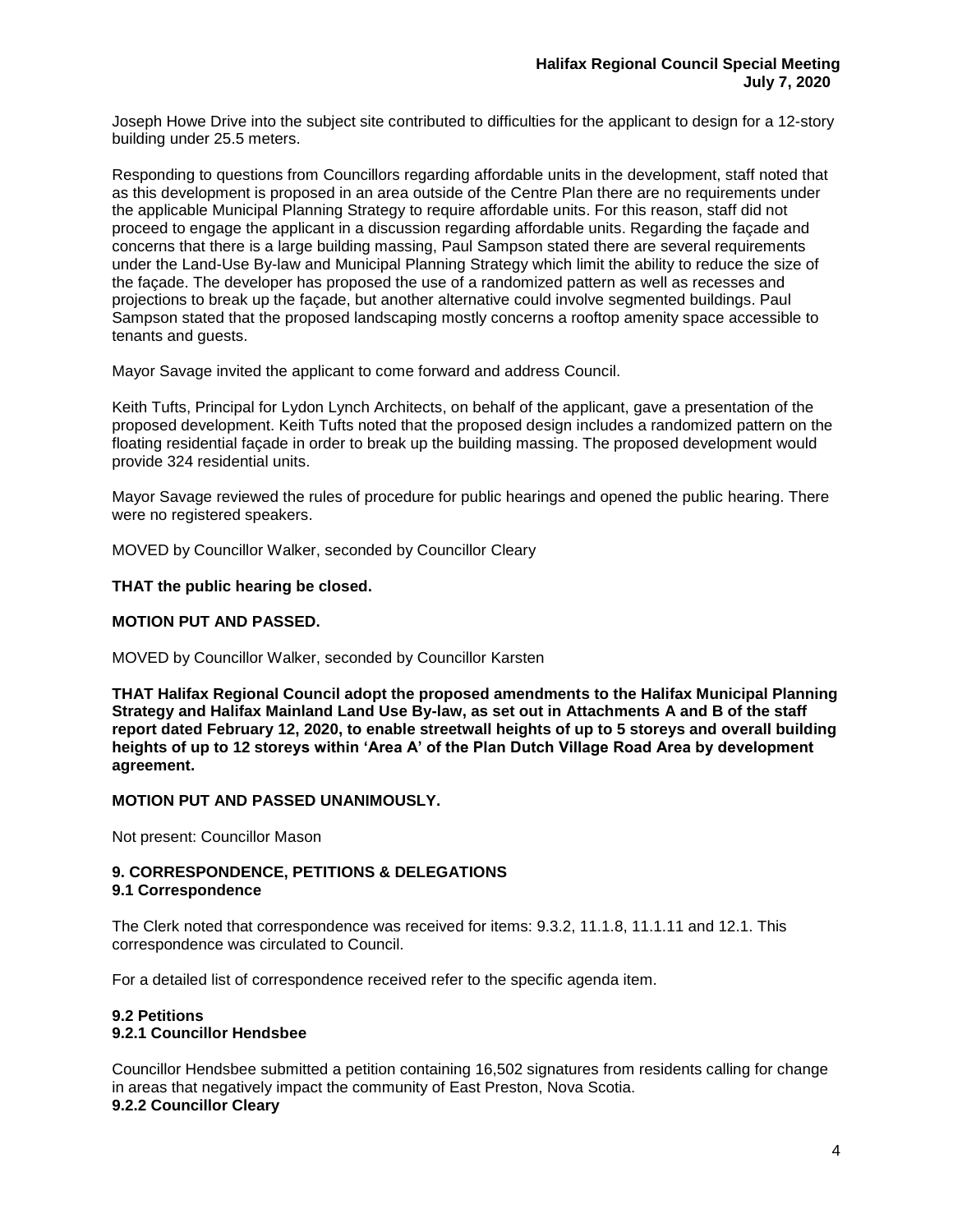Joseph Howe Drive into the subject site contributed to difficulties for the applicant to design for a 12-story building under 25.5 meters.

Responding to questions from Councillors regarding affordable units in the development, staff noted that as this development is proposed in an area outside of the Centre Plan there are no requirements under the applicable Municipal Planning Strategy to require affordable units. For this reason, staff did not proceed to engage the applicant in a discussion regarding affordable units. Regarding the façade and concerns that there is a large building massing, Paul Sampson stated there are several requirements under the Land-Use By-law and Municipal Planning Strategy which limit the ability to reduce the size of the façade. The developer has proposed the use of a randomized pattern as well as recesses and projections to break up the façade, but another alternative could involve segmented buildings. Paul Sampson stated that the proposed landscaping mostly concerns a rooftop amenity space accessible to tenants and guests.

Mayor Savage invited the applicant to come forward and address Council.

Keith Tufts, Principal for Lydon Lynch Architects, on behalf of the applicant, gave a presentation of the proposed development. Keith Tufts noted that the proposed design includes a randomized pattern on the floating residential façade in order to break up the building massing. The proposed development would provide 324 residential units.

Mayor Savage reviewed the rules of procedure for public hearings and opened the public hearing. There were no registered speakers.

MOVED by Councillor Walker, seconded by Councillor Cleary

**THAT the public hearing be closed.**

**MOTION PUT AND PASSED.**

MOVED by Councillor Walker, seconded by Councillor Karsten

**THAT Halifax Regional Council adopt the proposed amendments to the Halifax Municipal Planning Strategy and Halifax Mainland Land Use By-law, as set out in Attachments A and B of the staff report dated February 12, 2020, to enable streetwall heights of up to 5 storeys and overall building heights of up to 12 storeys within 'Area A' of the Plan Dutch Village Road Area by development agreement.**

**MOTION PUT AND PASSED UNANIMOUSLY.**

Not present: Councillor Mason

### 9. CORRESPONDENCE, PETITIONS & DELEGATIONS
#### 9.1 Correspondence

The Clerk noted that correspondence was received for items: 9.3.2, 11.1.8, 11.1.11 and 12.1. This correspondence was circulated to Council.

For a detailed list of correspondence received refer to the specific agenda item.

#### 9.2 Petitions
#### 9.2.1 Councillor Hendsbee

Councillor Hendsbee submitted a petition containing 16,502 signatures from residents calling for change in areas that negatively impact the community of East Preston, Nova Scotia.

#### 9.2.2 Councillor Cleary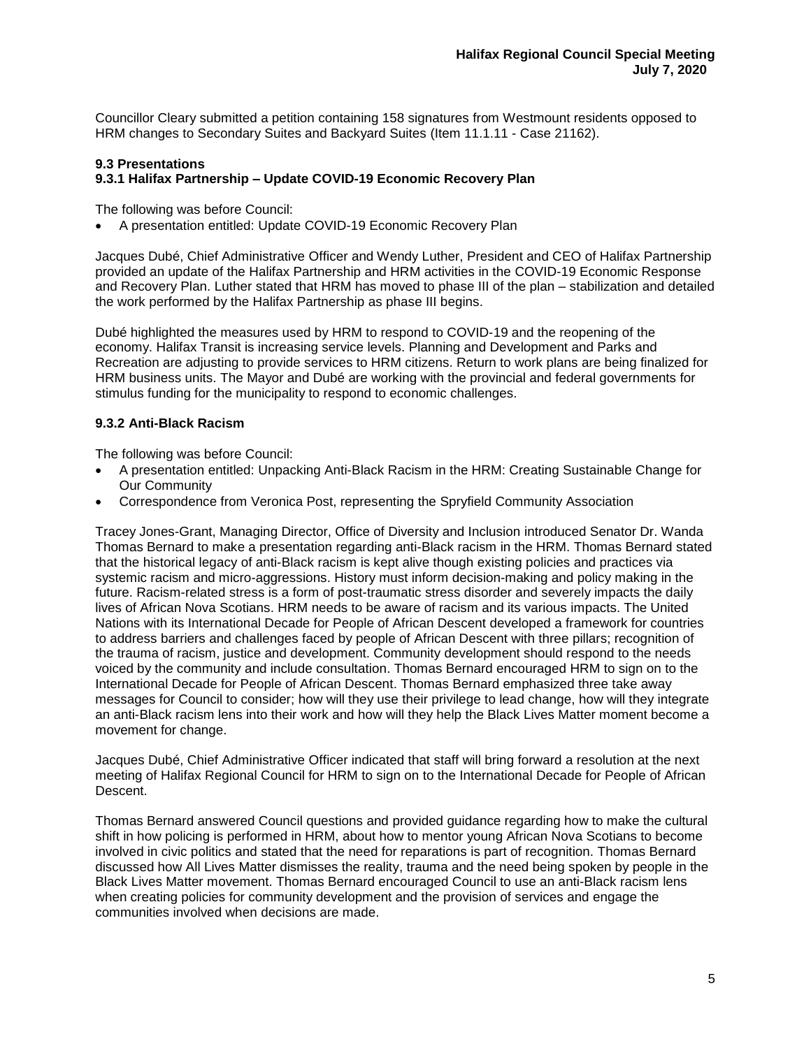Councillor Cleary submitted a petition containing 158 signatures from Westmount residents opposed to HRM changes to Secondary Suites and Backyard Suites (Item 11.1.11 - Case 21162).

### 9.3 Presentations

#### 9.3.1 Halifax Partnership – Update COVID-19 Economic Recovery Plan

The following was before Council:

- A presentation entitled: Update COVID-19 Economic Recovery Plan

Jacques Dubé, Chief Administrative Officer and Wendy Luther, President and CEO of Halifax Partnership provided an update of the Halifax Partnership and HRM activities in the COVID-19 Economic Response and Recovery Plan. Luther stated that HRM has moved to phase III of the plan – stabilization and detailed the work performed by the Halifax Partnership as phase III begins.

Dubé highlighted the measures used by HRM to respond to COVID-19 and the reopening of the economy. Halifax Transit is increasing service levels. Planning and Development and Parks and Recreation are adjusting to provide services to HRM citizens. Return to work plans are being finalized for HRM business units. The Mayor and Dubé are working with the provincial and federal governments for stimulus funding for the municipality to respond to economic challenges.

#### 9.3.2 Anti-Black Racism

The following was before Council:

- A presentation entitled: Unpacking Anti-Black Racism in the HRM: Creating Sustainable Change for Our Community
- Correspondence from Veronica Post, representing the Spryfield Community Association

Tracey Jones-Grant, Managing Director, Office of Diversity and Inclusion introduced Senator Dr. Wanda Thomas Bernard to make a presentation regarding anti-Black racism in the HRM. Thomas Bernard stated that the historical legacy of anti-Black racism is kept alive though existing policies and practices via systemic racism and micro-aggressions. History must inform decision-making and policy making in the future. Racism-related stress is a form of post-traumatic stress disorder and severely impacts the daily lives of African Nova Scotians. HRM needs to be aware of racism and its various impacts. The United Nations with its International Decade for People of African Descent developed a framework for countries to address barriers and challenges faced by people of African Descent with three pillars; recognition of the trauma of racism, justice and development. Community development should respond to the needs voiced by the community and include consultation. Thomas Bernard encouraged HRM to sign on to the International Decade for People of African Descent. Thomas Bernard emphasized three take away messages for Council to consider; how will they use their privilege to lead change, how will they integrate an anti-Black racism lens into their work and how will they help the Black Lives Matter moment become a movement for change.

Jacques Dubé, Chief Administrative Officer indicated that staff will bring forward a resolution at the next meeting of Halifax Regional Council for HRM to sign on to the International Decade for People of African Descent.

Thomas Bernard answered Council questions and provided guidance regarding how to make the cultural shift in how policing is performed in HRM, about how to mentor young African Nova Scotians to become involved in civic politics and stated that the need for reparations is part of recognition. Thomas Bernard discussed how All Lives Matter dismisses the reality, trauma and the need being spoken by people in the Black Lives Matter movement. Thomas Bernard encouraged Council to use an anti-Black racism lens when creating policies for community development and the provision of services and engage the communities involved when decisions are made.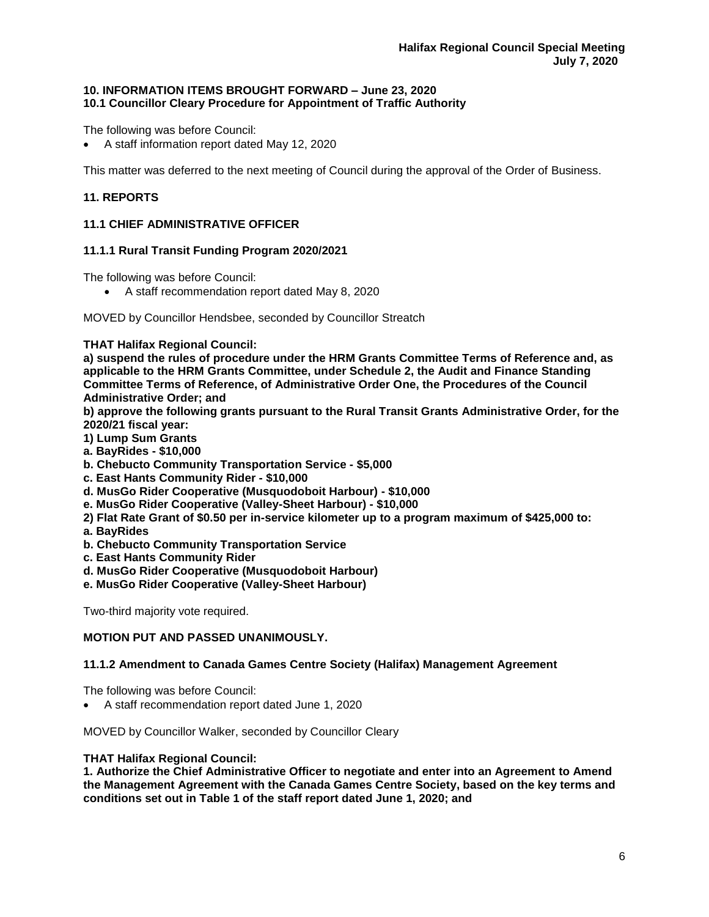**10. INFORMATION ITEMS BROUGHT FORWARD – June 23, 2020**
**10.1 Councillor Cleary Procedure for Appointment of Traffic Authority**

The following was before Council:

- A staff information report dated May 12, 2020

This matter was deferred to the next meeting of Council during the approval of the Order of Business.

**11. REPORTS**

**11.1 CHIEF ADMINISTRATIVE OFFICER**

**11.1.1 Rural Transit Funding Program 2020/2021**

The following was before Council:

- A staff recommendation report dated May 8, 2020

MOVED by Councillor Hendsbee, seconded by Councillor Streatch

**THAT Halifax Regional Council:**
**a) suspend the rules of procedure under the HRM Grants Committee Terms of Reference and, as applicable to the HRM Grants Committee, under Schedule 2, the Audit and Finance Standing Committee Terms of Reference, of Administrative Order One, the Procedures of the Council Administrative Order; and**
**b) approve the following grants pursuant to the Rural Transit Grants Administrative Order, for the 2020/21 fiscal year:**
**1) Lump Sum Grants**
**a. BayRides - $10,000**
**b. Chebucto Community Transportation Service - $5,000**
**c. East Hants Community Rider - $10,000**
**d. MusGo Rider Cooperative (Musquodoboit Harbour) - $10,000**
**e. MusGo Rider Cooperative (Valley-Sheet Harbour) - $10,000**
**2) Flat Rate Grant of $0.50 per in-service kilometer up to a program maximum of $425,000 to:**
**a. BayRides**
**b. Chebucto Community Transportation Service**
**c. East Hants Community Rider**
**d. MusGo Rider Cooperative (Musquodoboit Harbour)**
**e. MusGo Rider Cooperative (Valley-Sheet Harbour)**

Two-third majority vote required.

**MOTION PUT AND PASSED UNANIMOUSLY.**

**11.1.2 Amendment to Canada Games Centre Society (Halifax) Management Agreement**

The following was before Council:

- A staff recommendation report dated June 1, 2020

MOVED by Councillor Walker, seconded by Councillor Cleary

**THAT Halifax Regional Council:**
**1. Authorize the Chief Administrative Officer to negotiate and enter into an Agreement to Amend the Management Agreement with the Canada Games Centre Society, based on the key terms and conditions set out in Table 1 of the staff report dated June 1, 2020; and**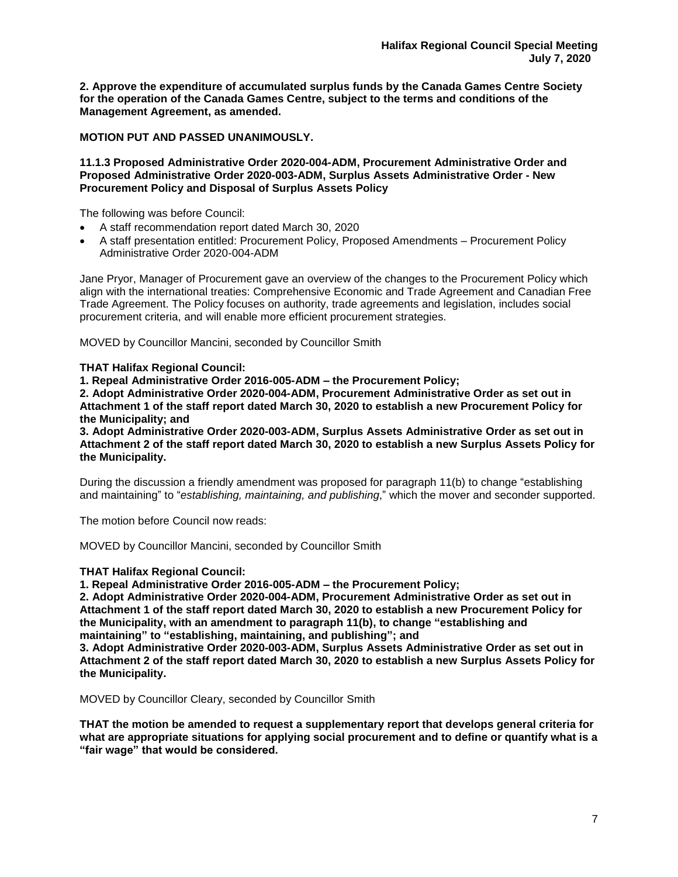**2. Approve the expenditure of accumulated surplus funds by the Canada Games Centre Society for the operation of the Canada Games Centre, subject to the terms and conditions of the Management Agreement, as amended.**

**MOTION PUT AND PASSED UNANIMOUSLY.**

### 11.1.3 Proposed Administrative Order 2020-004-ADM, Procurement Administrative Order and Proposed Administrative Order 2020-003-ADM, Surplus Assets Administrative Order - New Procurement Policy and Disposal of Surplus Assets Policy

The following was before Council:

- A staff recommendation report dated March 30, 2020
- A staff presentation entitled: Procurement Policy, Proposed Amendments – Procurement Policy Administrative Order 2020-004-ADM

Jane Pryor, Manager of Procurement gave an overview of the changes to the Procurement Policy which align with the international treaties: Comprehensive Economic and Trade Agreement and Canadian Free Trade Agreement. The Policy focuses on authority, trade agreements and legislation, includes social procurement criteria, and will enable more efficient procurement strategies.

MOVED by Councillor Mancini, seconded by Councillor Smith

**THAT Halifax Regional Council:**
**1. Repeal Administrative Order 2016-005-ADM – the Procurement Policy;**
**2. Adopt Administrative Order 2020-004-ADM, Procurement Administrative Order as set out in Attachment 1 of the staff report dated March 30, 2020 to establish a new Procurement Policy for the Municipality; and**
**3. Adopt Administrative Order 2020-003-ADM, Surplus Assets Administrative Order as set out in Attachment 2 of the staff report dated March 30, 2020 to establish a new Surplus Assets Policy for the Municipality.**

During the discussion a friendly amendment was proposed for paragraph 11(b) to change "establishing and maintaining" to "*establishing, maintaining, and publishing*," which the mover and seconder supported.

The motion before Council now reads:

MOVED by Councillor Mancini, seconded by Councillor Smith

**THAT Halifax Regional Council:**
**1. Repeal Administrative Order 2016-005-ADM – the Procurement Policy;**
**2. Adopt Administrative Order 2020-004-ADM, Procurement Administrative Order as set out in Attachment 1 of the staff report dated March 30, 2020 to establish a new Procurement Policy for the Municipality, with an amendment to paragraph 11(b), to change "establishing and maintaining" to "establishing, maintaining, and publishing"; and**
**3. Adopt Administrative Order 2020-003-ADM, Surplus Assets Administrative Order as set out in Attachment 2 of the staff report dated March 30, 2020 to establish a new Surplus Assets Policy for the Municipality.**

MOVED by Councillor Cleary, seconded by Councillor Smith

**THAT the motion be amended to request a supplementary report that develops general criteria for what are appropriate situations for applying social procurement and to define or quantify what is a "fair wage" that would be considered.**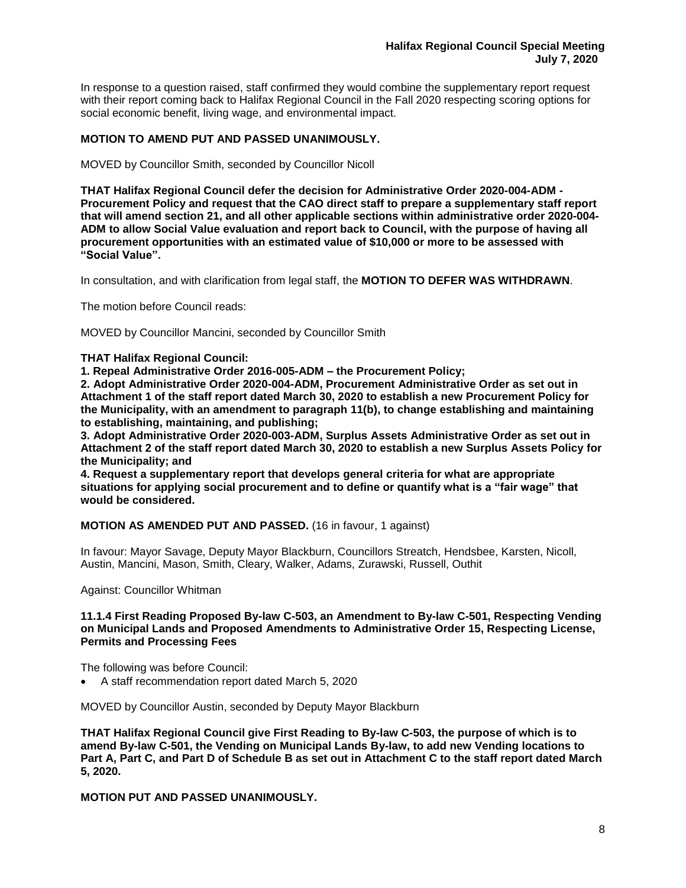In response to a question raised, staff confirmed they would combine the supplementary report request with their report coming back to Halifax Regional Council in the Fall 2020 respecting scoring options for social economic benefit, living wage, and environmental impact.

**MOTION TO AMEND PUT AND PASSED UNANIMOUSLY.**

MOVED by Councillor Smith, seconded by Councillor Nicoll

**THAT Halifax Regional Council defer the decision for Administrative Order 2020-004-ADM - Procurement Policy and request that the CAO direct staff to prepare a supplementary staff report that will amend section 21, and all other applicable sections within administrative order 2020-004-ADM to allow Social Value evaluation and report back to Council, with the purpose of having all procurement opportunities with an estimated value of $10,000 or more to be assessed with "Social Value".**

In consultation, and with clarification from legal staff, the **MOTION TO DEFER WAS WITHDRAWN**.

The motion before Council reads:

MOVED by Councillor Mancini, seconded by Councillor Smith

**THAT Halifax Regional Council:**
**1. Repeal Administrative Order 2016-005-ADM – the Procurement Policy;**
**2. Adopt Administrative Order 2020-004-ADM, Procurement Administrative Order as set out in Attachment 1 of the staff report dated March 30, 2020 to establish a new Procurement Policy for the Municipality, with an amendment to paragraph 11(b), to change establishing and maintaining to establishing, maintaining, and publishing;**
**3. Adopt Administrative Order 2020-003-ADM, Surplus Assets Administrative Order as set out in Attachment 2 of the staff report dated March 30, 2020 to establish a new Surplus Assets Policy for the Municipality; and**
**4. Request a supplementary report that develops general criteria for what are appropriate situations for applying social procurement and to define or quantify what is a "fair wage" that would be considered.**

**MOTION AS AMENDED PUT AND PASSED.** (16 in favour, 1 against)

In favour: Mayor Savage, Deputy Mayor Blackburn, Councillors Streatch, Hendsbee, Karsten, Nicoll, Austin, Mancini, Mason, Smith, Cleary, Walker, Adams, Zurawski, Russell, Outhit

Against: Councillor Whitman

**11.1.4 First Reading Proposed By-law C-503, an Amendment to By-law C-501, Respecting Vending on Municipal Lands and Proposed Amendments to Administrative Order 15, Respecting License, Permits and Processing Fees**

The following was before Council:

- A staff recommendation report dated March 5, 2020

MOVED by Councillor Austin, seconded by Deputy Mayor Blackburn

**THAT Halifax Regional Council give First Reading to By-law C-503, the purpose of which is to amend By-law C-501, the Vending on Municipal Lands By-law, to add new Vending locations to Part A, Part C, and Part D of Schedule B as set out in Attachment C to the staff report dated March 5, 2020.**

**MOTION PUT AND PASSED UNANIMOUSLY.**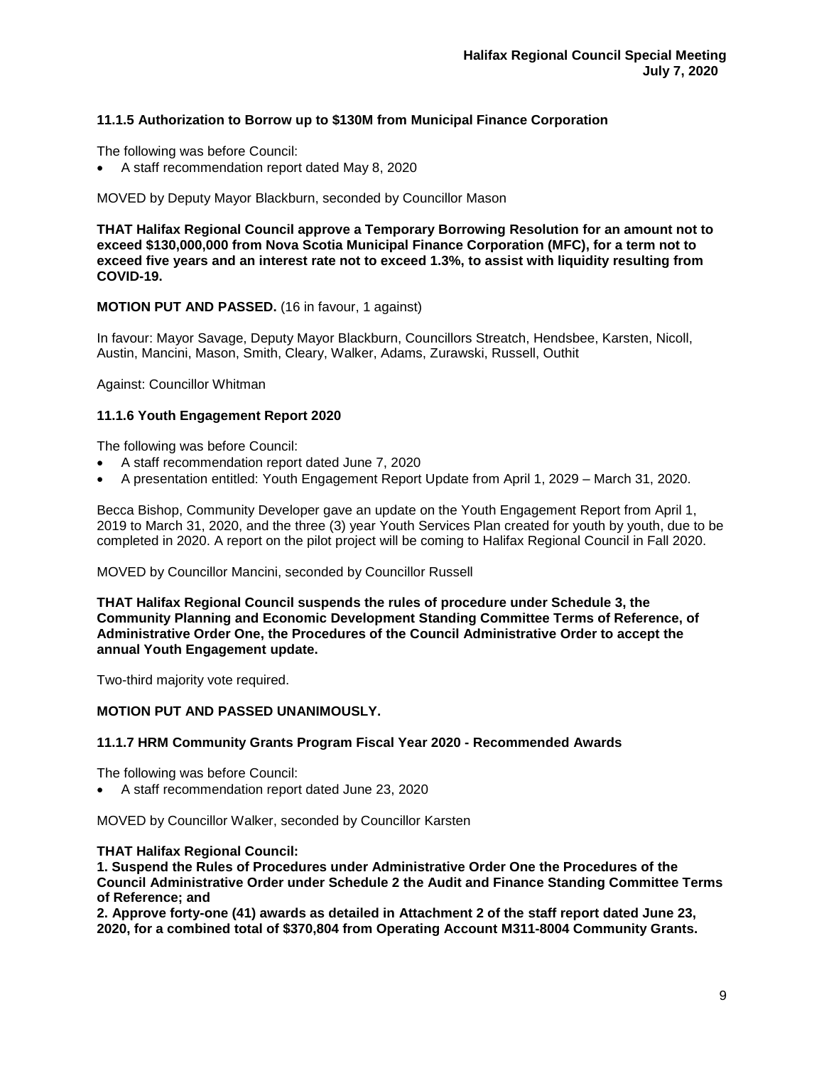### 11.1.5 Authorization to Borrow up to $130M from Municipal Finance Corporation

The following was before Council:

- A staff recommendation report dated May 8, 2020

MOVED by Deputy Mayor Blackburn, seconded by Councillor Mason

**THAT Halifax Regional Council approve a Temporary Borrowing Resolution for an amount not to exceed $130,000,000 from Nova Scotia Municipal Finance Corporation (MFC), for a term not to exceed five years and an interest rate not to exceed 1.3%, to assist with liquidity resulting from COVID-19.**

**MOTION PUT AND PASSED.** (16 in favour, 1 against)

In favour: Mayor Savage, Deputy Mayor Blackburn, Councillors Streatch, Hendsbee, Karsten, Nicoll, Austin, Mancini, Mason, Smith, Cleary, Walker, Adams, Zurawski, Russell, Outhit

Against: Councillor Whitman

### 11.1.6 Youth Engagement Report 2020

The following was before Council:

- A staff recommendation report dated June 7, 2020
- A presentation entitled: Youth Engagement Report Update from April 1, 2029 – March 31, 2020.

Becca Bishop, Community Developer gave an update on the Youth Engagement Report from April 1, 2019 to March 31, 2020, and the three (3) year Youth Services Plan created for youth by youth, due to be completed in 2020. A report on the pilot project will be coming to Halifax Regional Council in Fall 2020.

MOVED by Councillor Mancini, seconded by Councillor Russell

**THAT Halifax Regional Council suspends the rules of procedure under Schedule 3, the Community Planning and Economic Development Standing Committee Terms of Reference, of Administrative Order One, the Procedures of the Council Administrative Order to accept the annual Youth Engagement update.**

Two-third majority vote required.

**MOTION PUT AND PASSED UNANIMOUSLY.**

### 11.1.7 HRM Community Grants Program Fiscal Year 2020 - Recommended Awards

The following was before Council:

- A staff recommendation report dated June 23, 2020

MOVED by Councillor Walker, seconded by Councillor Karsten

**THAT Halifax Regional Council:**
**1. Suspend the Rules of Procedures under Administrative Order One the Procedures of the Council Administrative Order under Schedule 2 the Audit and Finance Standing Committee Terms of Reference; and**
**2. Approve forty-one (41) awards as detailed in Attachment 2 of the staff report dated June 23, 2020, for a combined total of $370,804 from Operating Account M311-8004 Community Grants.**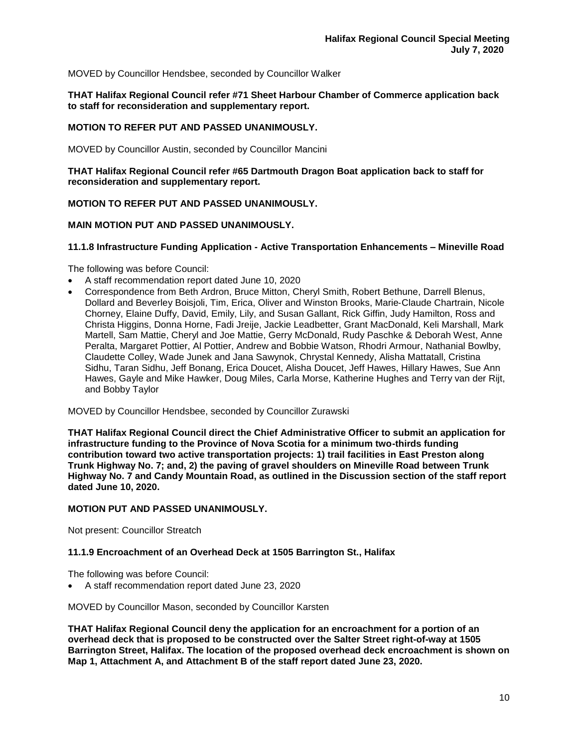MOVED by Councillor Hendsbee, seconded by Councillor Walker

**THAT Halifax Regional Council refer #71 Sheet Harbour Chamber of Commerce application back to staff for reconsideration and supplementary report.**

**MOTION TO REFER PUT AND PASSED UNANIMOUSLY.**

MOVED by Councillor Austin, seconded by Councillor Mancini

**THAT Halifax Regional Council refer #65 Dartmouth Dragon Boat application back to staff for reconsideration and supplementary report.**

**MOTION TO REFER PUT AND PASSED UNANIMOUSLY.**

**MAIN MOTION PUT AND PASSED UNANIMOUSLY.**

### 11.1.8 Infrastructure Funding Application - Active Transportation Enhancements – Mineville Road

The following was before Council:

- A staff recommendation report dated June 10, 2020
- Correspondence from Beth Ardron, Bruce Mitton, Cheryl Smith, Robert Bethune, Darrell Blenus, Dollard and Beverley Boisjoli, Tim, Erica, Oliver and Winston Brooks, Marie-Claude Chartrain, Nicole Chorney, Elaine Duffy, David, Emily, Lily, and Susan Gallant, Rick Giffin, Judy Hamilton, Ross and Christa Higgins, Donna Horne, Fadi Jreije, Jackie Leadbetter, Grant MacDonald, Keli Marshall, Mark Martell, Sam Mattie, Cheryl and Joe Mattie, Gerry McDonald, Rudy Paschke & Deborah West, Anne Peralta, Margaret Pottier, Al Pottier, Andrew and Bobbie Watson, Rhodri Armour, Nathanial Bowlby, Claudette Colley, Wade Junek and Jana Sawynok, Chrystal Kennedy, Alisha Mattatall, Cristina Sidhu, Taran Sidhu, Jeff Bonang, Erica Doucet, Alisha Doucet, Jeff Hawes, Hillary Hawes, Sue Ann Hawes, Gayle and Mike Hawker, Doug Miles, Carla Morse, Katherine Hughes and Terry van der Rijt, and Bobby Taylor

MOVED by Councillor Hendsbee, seconded by Councillor Zurawski

**THAT Halifax Regional Council direct the Chief Administrative Officer to submit an application for infrastructure funding to the Province of Nova Scotia for a minimum two-thirds funding contribution toward two active transportation projects: 1) trail facilities in East Preston along Trunk Highway No. 7; and, 2) the paving of gravel shoulders on Mineville Road between Trunk Highway No. 7 and Candy Mountain Road, as outlined in the Discussion section of the staff report dated June 10, 2020.**

**MOTION PUT AND PASSED UNANIMOUSLY.**

Not present: Councillor Streatch

### 11.1.9 Encroachment of an Overhead Deck at 1505 Barrington St., Halifax

The following was before Council:

- A staff recommendation report dated June 23, 2020

MOVED by Councillor Mason, seconded by Councillor Karsten

**THAT Halifax Regional Council deny the application for an encroachment for a portion of an overhead deck that is proposed to be constructed over the Salter Street right-of-way at 1505 Barrington Street, Halifax. The location of the proposed overhead deck encroachment is shown on Map 1, Attachment A, and Attachment B of the staff report dated June 23, 2020.**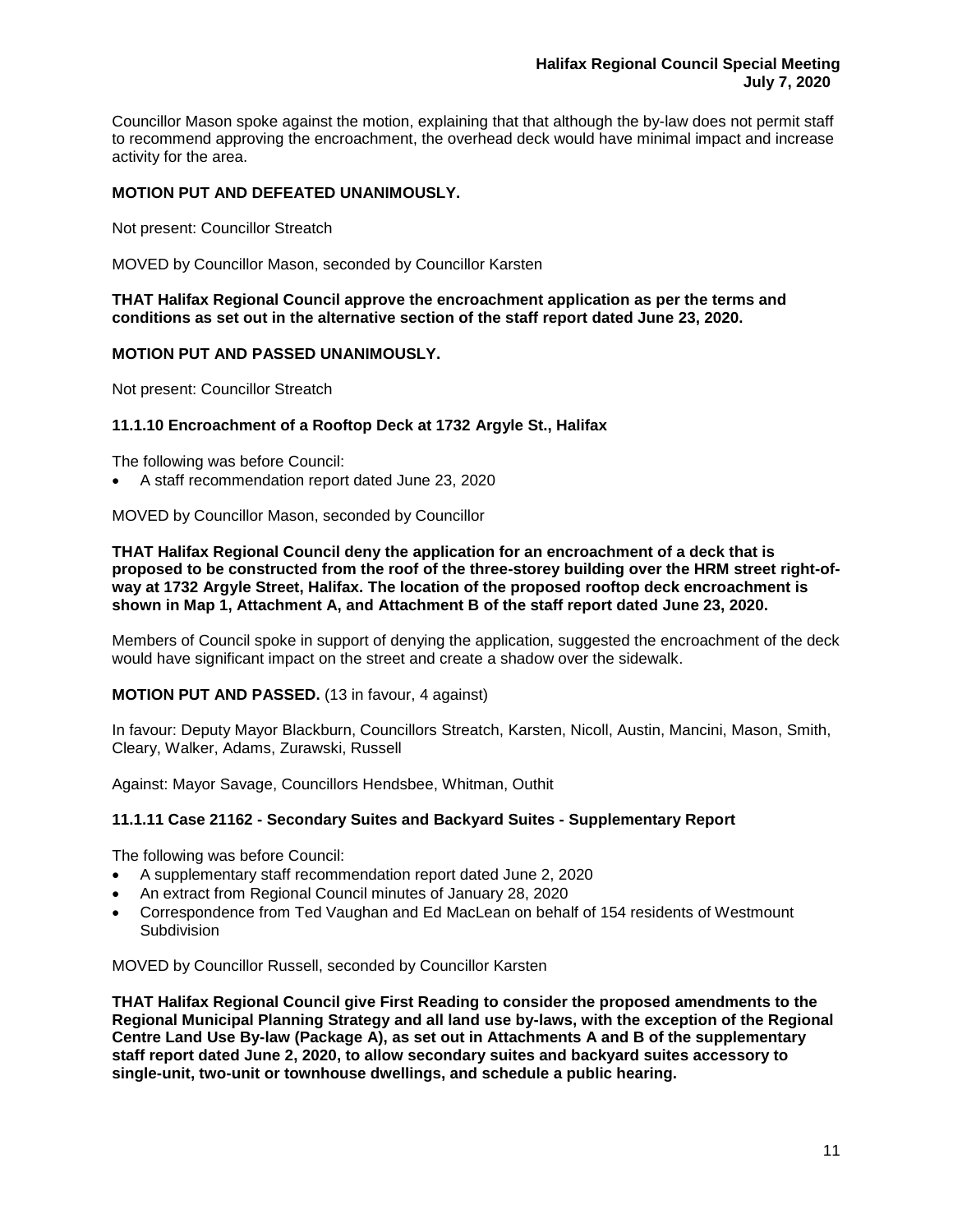Councillor Mason spoke against the motion, explaining that that although the by-law does not permit staff to recommend approving the encroachment, the overhead deck would have minimal impact and increase activity for the area.

**MOTION PUT AND DEFEATED UNANIMOUSLY.**

Not present: Councillor Streatch

MOVED by Councillor Mason, seconded by Councillor Karsten

**THAT Halifax Regional Council approve the encroachment application as per the terms and conditions as set out in the alternative section of the staff report dated June 23, 2020.**

**MOTION PUT AND PASSED UNANIMOUSLY.**

Not present: Councillor Streatch

### 11.1.10 Encroachment of a Rooftop Deck at 1732 Argyle St., Halifax

The following was before Council:

- A staff recommendation report dated June 23, 2020

MOVED by Councillor Mason, seconded by Councillor

**THAT Halifax Regional Council deny the application for an encroachment of a deck that is proposed to be constructed from the roof of the three-storey building over the HRM street right-of-way at 1732 Argyle Street, Halifax. The location of the proposed rooftop deck encroachment is shown in Map 1, Attachment A, and Attachment B of the staff report dated June 23, 2020.**

Members of Council spoke in support of denying the application, suggested the encroachment of the deck would have significant impact on the street and create a shadow over the sidewalk.

**MOTION PUT AND PASSED.** (13 in favour, 4 against)

In favour: Deputy Mayor Blackburn, Councillors Streatch, Karsten, Nicoll, Austin, Mancini, Mason, Smith, Cleary, Walker, Adams, Zurawski, Russell

Against: Mayor Savage, Councillors Hendsbee, Whitman, Outhit

### 11.1.11 Case 21162 - Secondary Suites and Backyard Suites - Supplementary Report

The following was before Council:

- A supplementary staff recommendation report dated June 2, 2020
- An extract from Regional Council minutes of January 28, 2020
- Correspondence from Ted Vaughan and Ed MacLean on behalf of 154 residents of Westmount Subdivision

MOVED by Councillor Russell, seconded by Councillor Karsten

**THAT Halifax Regional Council give First Reading to consider the proposed amendments to the Regional Municipal Planning Strategy and all land use by-laws, with the exception of the Regional Centre Land Use By-law (Package A), as set out in Attachments A and B of the supplementary staff report dated June 2, 2020, to allow secondary suites and backyard suites accessory to single-unit, two-unit or townhouse dwellings, and schedule a public hearing.**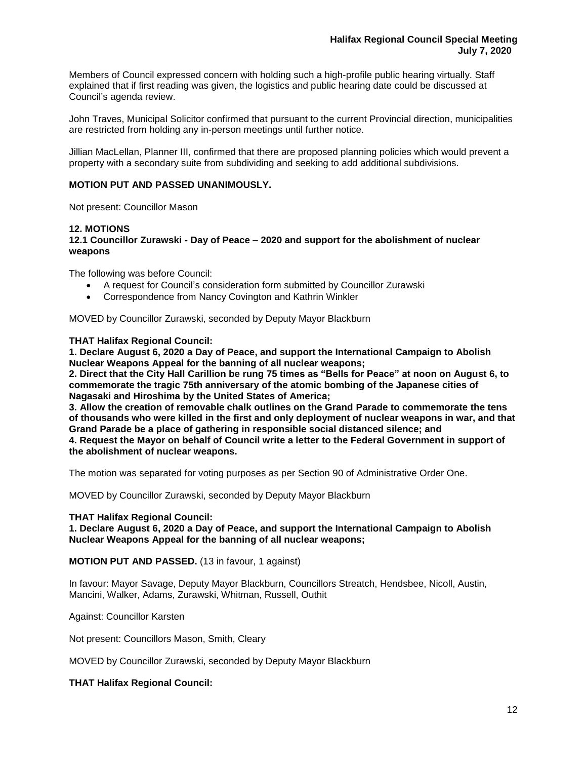Members of Council expressed concern with holding such a high-profile public hearing virtually. Staff explained that if first reading was given, the logistics and public hearing date could be discussed at Council's agenda review.

John Traves, Municipal Solicitor confirmed that pursuant to the current Provincial direction, municipalities are restricted from holding any in-person meetings until further notice.

Jillian MacLellan, Planner III, confirmed that there are proposed planning policies which would prevent a property with a secondary suite from subdividing and seeking to add additional subdivisions.

**MOTION PUT AND PASSED UNANIMOUSLY.**

Not present: Councillor Mason

## 12. MOTIONS

### 12.1 Councillor Zurawski - Day of Peace – 2020 and support for the abolishment of nuclear weapons

The following was before Council:

- A request for Council's consideration form submitted by Councillor Zurawski
- Correspondence from Nancy Covington and Kathrin Winkler

MOVED by Councillor Zurawski, seconded by Deputy Mayor Blackburn

**THAT Halifax Regional Council:**
**1. Declare August 6, 2020 a Day of Peace, and support the International Campaign to Abolish Nuclear Weapons Appeal for the banning of all nuclear weapons;**
**2. Direct that the City Hall Carillion be rung 75 times as "Bells for Peace" at noon on August 6, to commemorate the tragic 75th anniversary of the atomic bombing of the Japanese cities of Nagasaki and Hiroshima by the United States of America;**
**3. Allow the creation of removable chalk outlines on the Grand Parade to commemorate the tens of thousands who were killed in the first and only deployment of nuclear weapons in war, and that Grand Parade be a place of gathering in responsible social distanced silence; and**
**4. Request the Mayor on behalf of Council write a letter to the Federal Government in support of the abolishment of nuclear weapons.**

The motion was separated for voting purposes as per Section 90 of Administrative Order One.

MOVED by Councillor Zurawski, seconded by Deputy Mayor Blackburn

**THAT Halifax Regional Council:**
**1. Declare August 6, 2020 a Day of Peace, and support the International Campaign to Abolish Nuclear Weapons Appeal for the banning of all nuclear weapons;**

**MOTION PUT AND PASSED.** (13 in favour, 1 against)

In favour: Mayor Savage, Deputy Mayor Blackburn, Councillors Streatch, Hendsbee, Nicoll, Austin, Mancini, Walker, Adams, Zurawski, Whitman, Russell, Outhit

Against: Councillor Karsten

Not present: Councillors Mason, Smith, Cleary

MOVED by Councillor Zurawski, seconded by Deputy Mayor Blackburn

**THAT Halifax Regional Council:**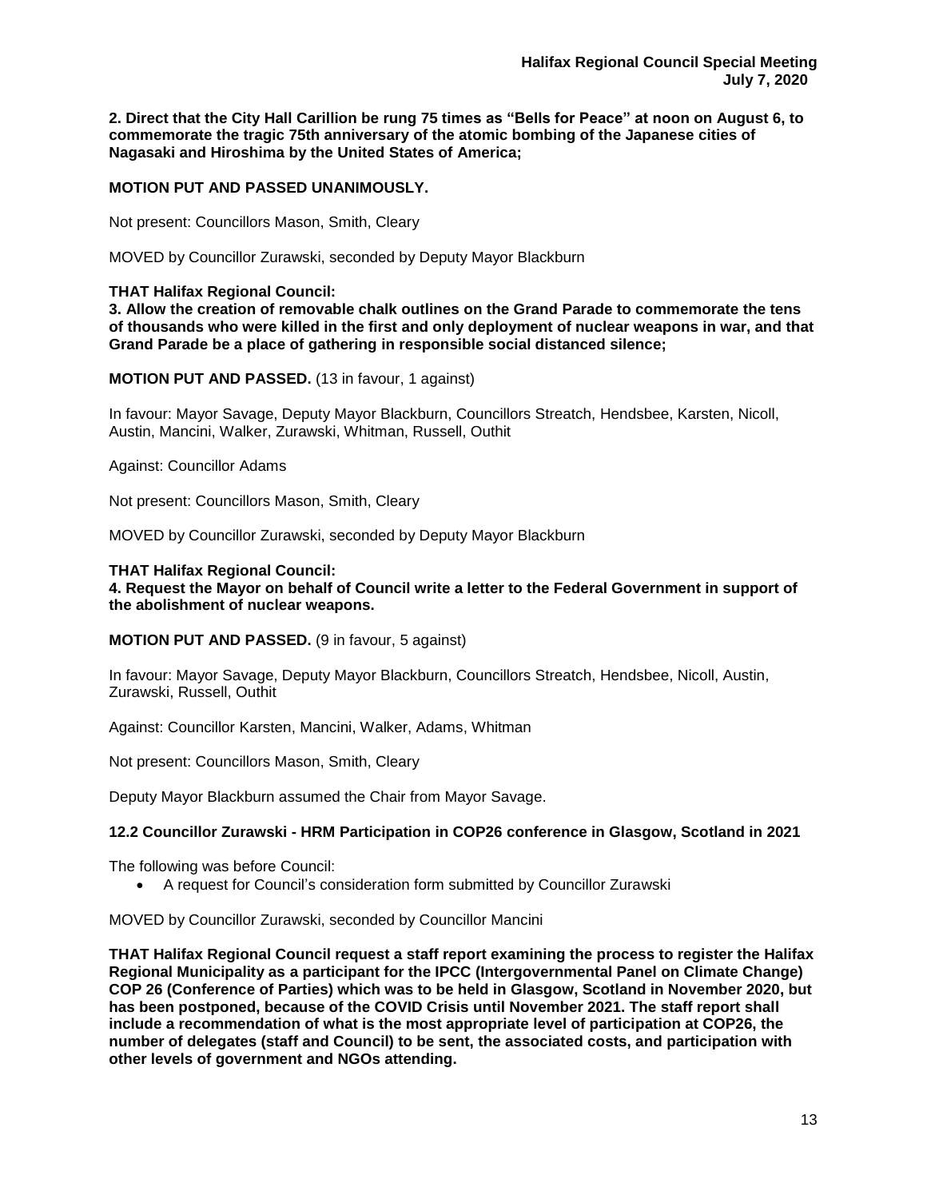**2. Direct that the City Hall Carillion be rung 75 times as "Bells for Peace" at noon on August 6, to commemorate the tragic 75th anniversary of the atomic bombing of the Japanese cities of Nagasaki and Hiroshima by the United States of America;**

**MOTION PUT AND PASSED UNANIMOUSLY.**

Not present: Councillors Mason, Smith, Cleary

MOVED by Councillor Zurawski, seconded by Deputy Mayor Blackburn

**THAT Halifax Regional Council:**
**3. Allow the creation of removable chalk outlines on the Grand Parade to commemorate the tens of thousands who were killed in the first and only deployment of nuclear weapons in war, and that Grand Parade be a place of gathering in responsible social distanced silence;**

**MOTION PUT AND PASSED.** (13 in favour, 1 against)

In favour: Mayor Savage, Deputy Mayor Blackburn, Councillors Streatch, Hendsbee, Karsten, Nicoll, Austin, Mancini, Walker, Zurawski, Whitman, Russell, Outhit

Against: Councillor Adams

Not present: Councillors Mason, Smith, Cleary

MOVED by Councillor Zurawski, seconded by Deputy Mayor Blackburn

**THAT Halifax Regional Council:**
**4. Request the Mayor on behalf of Council write a letter to the Federal Government in support of the abolishment of nuclear weapons.**

**MOTION PUT AND PASSED.** (9 in favour, 5 against)

In favour: Mayor Savage, Deputy Mayor Blackburn, Councillors Streatch, Hendsbee, Nicoll, Austin, Zurawski, Russell, Outhit

Against: Councillor Karsten, Mancini, Walker, Adams, Whitman

Not present: Councillors Mason, Smith, Cleary

Deputy Mayor Blackburn assumed the Chair from Mayor Savage.

### 12.2 Councillor Zurawski - HRM Participation in COP26 conference in Glasgow, Scotland in 2021

The following was before Council:

- A request for Council's consideration form submitted by Councillor Zurawski

MOVED by Councillor Zurawski, seconded by Councillor Mancini

**THAT Halifax Regional Council request a staff report examining the process to register the Halifax Regional Municipality as a participant for the IPCC (Intergovernmental Panel on Climate Change) COP 26 (Conference of Parties) which was to be held in Glasgow, Scotland in November 2020, but has been postponed, because of the COVID Crisis until November 2021. The staff report shall include a recommendation of what is the most appropriate level of participation at COP26, the number of delegates (staff and Council) to be sent, the associated costs, and participation with other levels of government and NGOs attending.**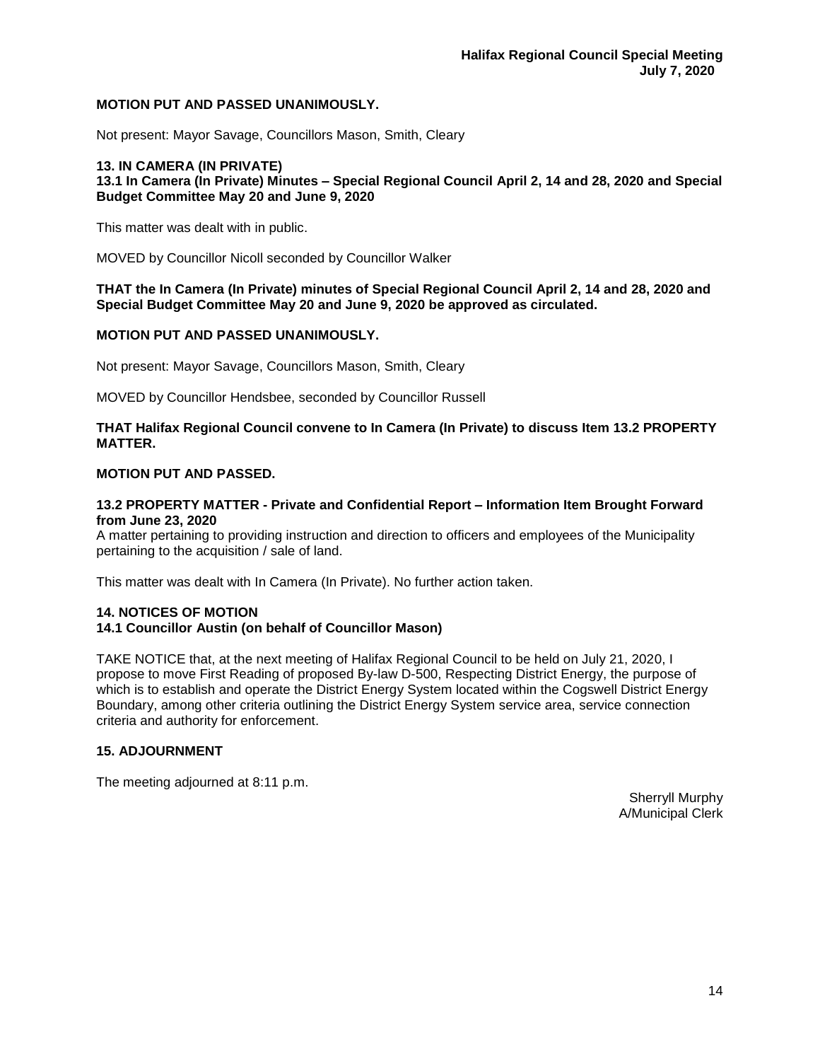**MOTION PUT AND PASSED UNANIMOUSLY.**

Not present: Mayor Savage, Councillors Mason, Smith, Cleary

## 13. IN CAMERA (IN PRIVATE)

### 13.1 In Camera (In Private) Minutes – Special Regional Council April 2, 14 and 28, 2020 and Special Budget Committee May 20 and June 9, 2020

This matter was dealt with in public.

MOVED by Councillor Nicoll seconded by Councillor Walker

**THAT the In Camera (In Private) minutes of Special Regional Council April 2, 14 and 28, 2020 and Special Budget Committee May 20 and June 9, 2020 be approved as circulated.**

**MOTION PUT AND PASSED UNANIMOUSLY.**

Not present: Mayor Savage, Councillors Mason, Smith, Cleary

MOVED by Councillor Hendsbee, seconded by Councillor Russell

**THAT Halifax Regional Council convene to In Camera (In Private) to discuss Item 13.2 PROPERTY MATTER.**

**MOTION PUT AND PASSED.**

### 13.2 PROPERTY MATTER - Private and Confidential Report – Information Item Brought Forward from June 23, 2020

A matter pertaining to providing instruction and direction to officers and employees of the Municipality pertaining to the acquisition / sale of land.

This matter was dealt with In Camera (In Private). No further action taken.

## 14. NOTICES OF MOTION

### 14.1 Councillor Austin (on behalf of Councillor Mason)

TAKE NOTICE that, at the next meeting of Halifax Regional Council to be held on July 21, 2020, I propose to move First Reading of proposed By-law D-500, Respecting District Energy, the purpose of which is to establish and operate the District Energy System located within the Cogswell District Energy Boundary, among other criteria outlining the District Energy System service area, service connection criteria and authority for enforcement.

## 15. ADJOURNMENT

The meeting adjourned at 8:11 p.m.

Sherryll Murphy
A/Municipal Clerk